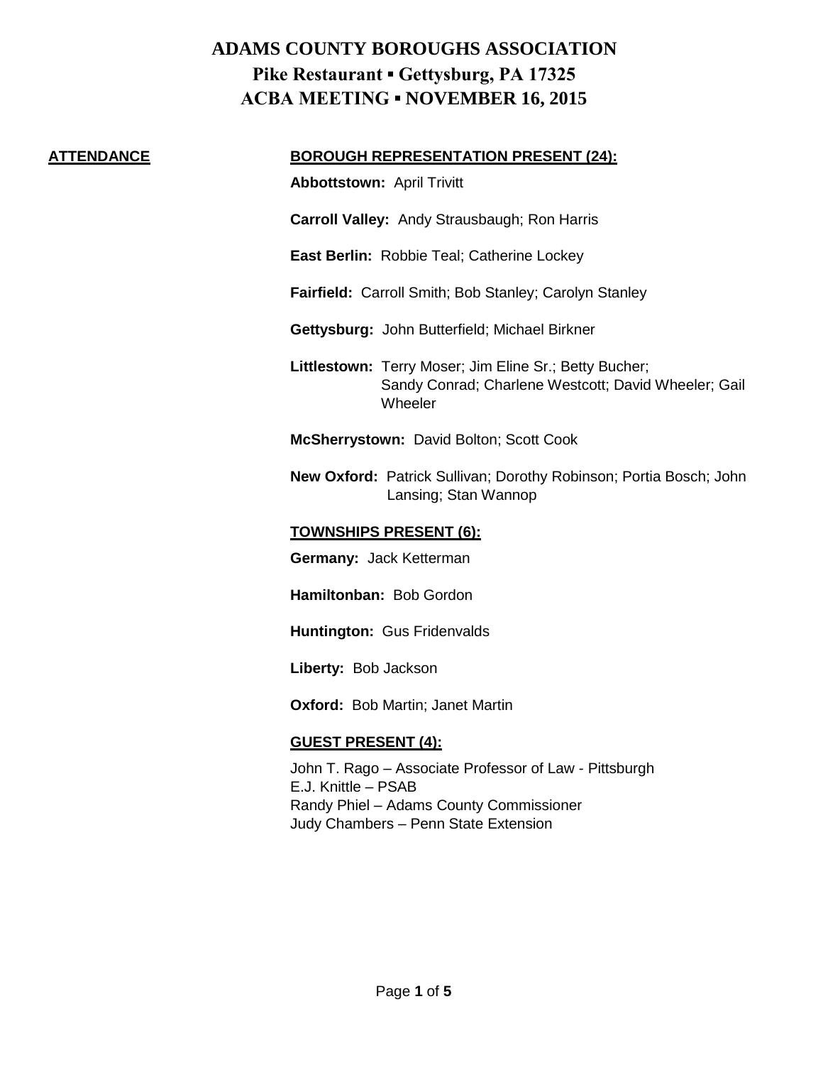# ADAMS COUNTY BOROUGHS ASSOCIATION
## Pike Restaurant ▪ Gettysburg, PA 17325
## ACBA MEETING ▪ NOVEMBER 16, 2015

**ATTENDANCE**

**BOROUGH REPRESENTATION PRESENT (24):**

**Abbottstown:** April Trivitt

**Carroll Valley:** Andy Strausbaugh; Ron Harris

**East Berlin:** Robbie Teal; Catherine Lockey

**Fairfield:** Carroll Smith; Bob Stanley; Carolyn Stanley

**Gettysburg:** John Butterfield; Michael Birkner

**Littlestown:** Terry Moser; Jim Eline Sr.; Betty Bucher; Sandy Conrad; Charlene Westcott; David Wheeler; Gail Wheeler

**McSherrystown:** David Bolton; Scott Cook

**New Oxford:** Patrick Sullivan; Dorothy Robinson; Portia Bosch; John Lansing; Stan Wannop

**TOWNSHIPS PRESENT (6):**

**Germany:** Jack Ketterman

**Hamiltonban:** Bob Gordon

**Huntington:** Gus Fridenvalds

**Liberty:** Bob Jackson

**Oxford:** Bob Martin; Janet Martin

**GUEST PRESENT (4):**

John T. Rago – Associate Professor of Law - Pittsburgh
E.J. Knittle – PSAB
Randy Phiel – Adams County Commissioner
Judy Chambers – Penn State Extension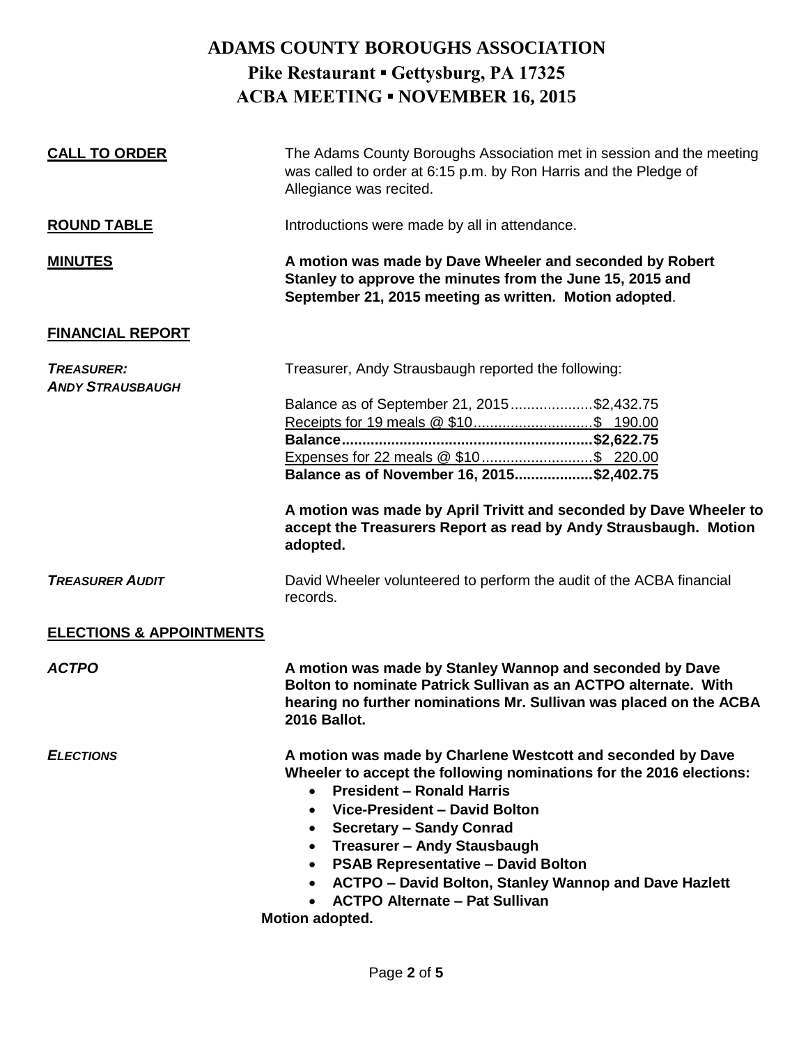# ADAMS COUNTY BOROUGHS ASSOCIATION
## Pike Restaurant ▪ Gettysburg, PA 17325
## ACBA MEETING ▪ NOVEMBER 16, 2015

**CALL TO ORDER**

The Adams County Boroughs Association met in session and the meeting was called to order at 6:15 p.m. by Ron Harris and the Pledge of Allegiance was recited.

**ROUND TABLE**

Introductions were made by all in attendance.

**MINUTES**

**A motion was made by Dave Wheeler and seconded by Robert Stanley to approve the minutes from the June 15, 2015 and September 21, 2015 meeting as written. Motion adopted**.

**FINANCIAL REPORT**

***TREASURER: ANDY STRAUSBAUGH***

Treasurer, Andy Strausbaugh reported the following:

Balance as of September 21, 2015....................$2,432.75
Receipts for 19 meals @ $10.............................$ 190.00
**Balance............................................................$2,622.75**
Expenses for 22 meals @ $10...........................$ 220.00
**Balance as of November 16, 2015...................$2,402.75**

**A motion was made by April Trivitt and seconded by Dave Wheeler to accept the Treasurers Report as read by Andy Strausbaugh. Motion adopted.**

***TREASURER AUDIT***

David Wheeler volunteered to perform the audit of the ACBA financial records.

**ELECTIONS & APPOINTMENTS**

***ACTPO***

**A motion was made by Stanley Wannop and seconded by Dave Bolton to nominate Patrick Sullivan as an ACTPO alternate. With hearing no further nominations Mr. Sullivan was placed on the ACBA 2016 Ballot.**

***ELECTIONS***

**A motion was made by Charlene Westcott and seconded by Dave Wheeler to accept the following nominations for the 2016 elections:**

- **President – Ronald Harris**
- **Vice-President – David Bolton**
- **Secretary – Sandy Conrad**
- **Treasurer – Andy Stausbaugh**
- **PSAB Representative – David Bolton**
- **ACTPO – David Bolton, Stanley Wannop and Dave Hazlett**
- **ACTPO Alternate – Pat Sullivan**

**Motion adopted.**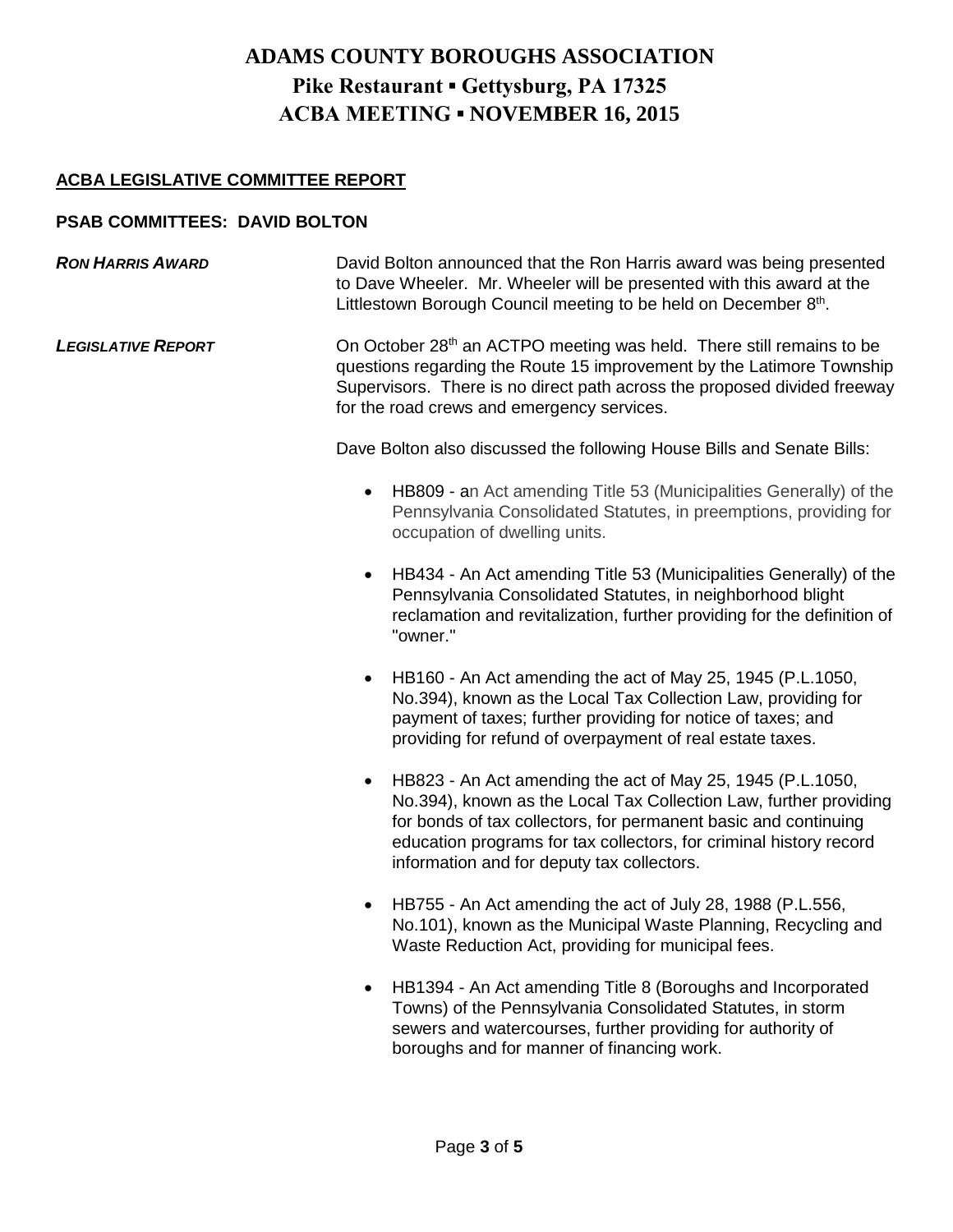# ADAMS COUNTY BOROUGHS ASSOCIATION
## Pike Restaurant ▪ Gettysburg, PA 17325
## ACBA MEETING ▪ NOVEMBER 16, 2015

**ACBA LEGISLATIVE COMMITTEE REPORT**

**PSAB COMMITTEES: DAVID BOLTON**

***RON HARRIS AWARD***

David Bolton announced that the Ron Harris award was being presented to Dave Wheeler. Mr. Wheeler will be presented with this award at the Littlestown Borough Council meeting to be held on December 8th.

***LEGISLATIVE REPORT***

On October 28th an ACTPO meeting was held. There still remains to be questions regarding the Route 15 improvement by the Latimore Township Supervisors. There is no direct path across the proposed divided freeway for the road crews and emergency services.

Dave Bolton also discussed the following House Bills and Senate Bills:

- HB809 - an Act amending Title 53 (Municipalities Generally) of the Pennsylvania Consolidated Statutes, in preemptions, providing for occupation of dwelling units.
- HB434 - An Act amending Title 53 (Municipalities Generally) of the Pennsylvania Consolidated Statutes, in neighborhood blight reclamation and revitalization, further providing for the definition of "owner."
- HB160 - An Act amending the act of May 25, 1945 (P.L.1050, No.394), known as the Local Tax Collection Law, providing for payment of taxes; further providing for notice of taxes; and providing for refund of overpayment of real estate taxes.
- HB823 - An Act amending the act of May 25, 1945 (P.L.1050, No.394), known as the Local Tax Collection Law, further providing for bonds of tax collectors, for permanent basic and continuing education programs for tax collectors, for criminal history record information and for deputy tax collectors.
- HB755 - An Act amending the act of July 28, 1988 (P.L.556, No.101), known as the Municipal Waste Planning, Recycling and Waste Reduction Act, providing for municipal fees.
- HB1394 - An Act amending Title 8 (Boroughs and Incorporated Towns) of the Pennsylvania Consolidated Statutes, in storm sewers and watercourses, further providing for authority of boroughs and for manner of financing work.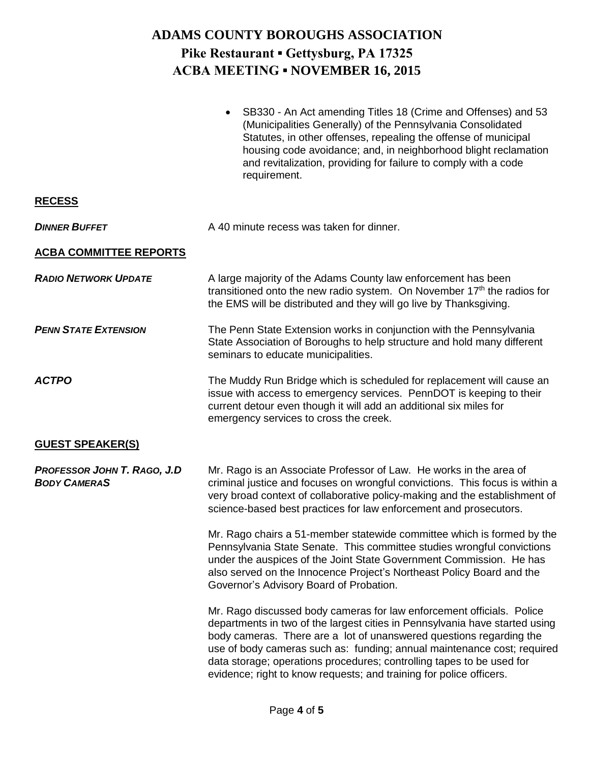- SB330 - An Act amending Titles 18 (Crime and Offenses) and 53 (Municipalities Generally) of the Pennsylvania Consolidated Statutes, in other offenses, repealing the offense of municipal housing code avoidance; and, in neighborhood blight reclamation and revitalization, providing for failure to comply with a code requirement.

## RECESS

***DINNER BUFFET***

A 40 minute recess was taken for dinner.

## ACBA COMMITTEE REPORTS

***RADIO NETWORK UPDATE***

A large majority of the Adams County law enforcement has been transitioned onto the new radio system. On November 17th the radios for the EMS will be distributed and they will go live by Thanksgiving.

***PENN STATE EXTENSION***

The Penn State Extension works in conjunction with the Pennsylvania State Association of Boroughs to help structure and hold many different seminars to educate municipalities.

***ACTPO***

The Muddy Run Bridge which is scheduled for replacement will cause an issue with access to emergency services. PennDOT is keeping to their current detour even though it will add an additional six miles for emergency services to cross the creek.

## GUEST SPEAKER(S)

***PROFESSOR JOHN T. RAGO, J.D***
***BODY CAMERAS***

Mr. Rago is an Associate Professor of Law. He works in the area of criminal justice and focuses on wrongful convictions. This focus is within a very broad context of collaborative policy-making and the establishment of science-based best practices for law enforcement and prosecutors.

Mr. Rago chairs a 51-member statewide committee which is formed by the Pennsylvania State Senate. This committee studies wrongful convictions under the auspices of the Joint State Government Commission. He has also served on the Innocence Project's Northeast Policy Board and the Governor's Advisory Board of Probation.

Mr. Rago discussed body cameras for law enforcement officials. Police departments in two of the largest cities in Pennsylvania have started using body cameras. There are a lot of unanswered questions regarding the use of body cameras such as: funding; annual maintenance cost; required data storage; operations procedures; controlling tapes to be used for evidence; right to know requests; and training for police officers.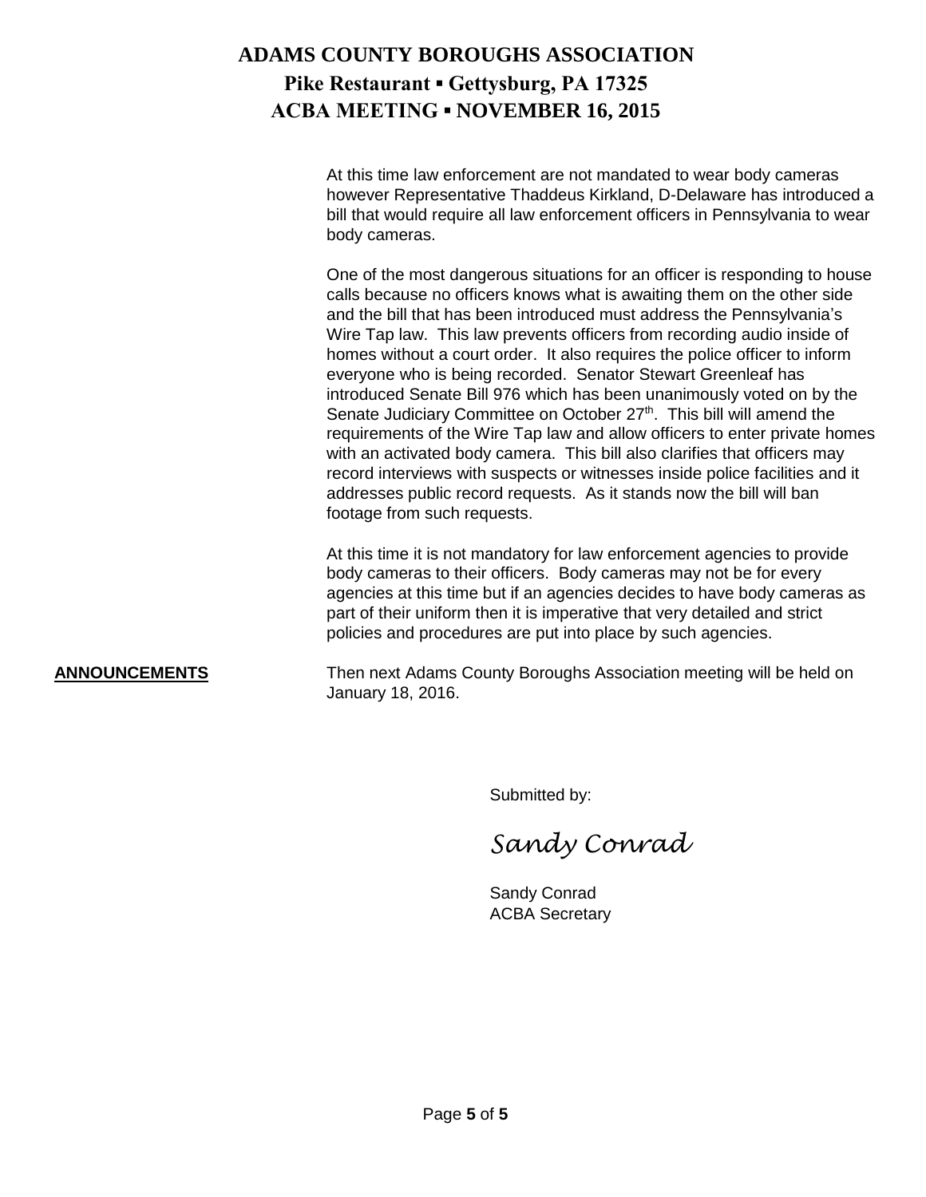At this time law enforcement are not mandated to wear body cameras however Representative Thaddeus Kirkland, D-Delaware has introduced a bill that would require all law enforcement officers in Pennsylvania to wear body cameras.

One of the most dangerous situations for an officer is responding to house calls because no officers knows what is awaiting them on the other side and the bill that has been introduced must address the Pennsylvania's Wire Tap law. This law prevents officers from recording audio inside of homes without a court order. It also requires the police officer to inform everyone who is being recorded. Senator Stewart Greenleaf has introduced Senate Bill 976 which has been unanimously voted on by the Senate Judiciary Committee on October 27th. This bill will amend the requirements of the Wire Tap law and allow officers to enter private homes with an activated body camera. This bill also clarifies that officers may record interviews with suspects or witnesses inside police facilities and it addresses public record requests. As it stands now the bill will ban footage from such requests.

At this time it is not mandatory for law enforcement agencies to provide body cameras to their officers. Body cameras may not be for every agencies at this time but if an agencies decides to have body cameras as part of their uniform then it is imperative that very detailed and strict policies and procedures are put into place by such agencies.

**ANNOUNCEMENTS**

Then next Adams County Boroughs Association meeting will be held on January 18, 2016.

Submitted by:

*Sandy Conrad*

Sandy Conrad
ACBA Secretary